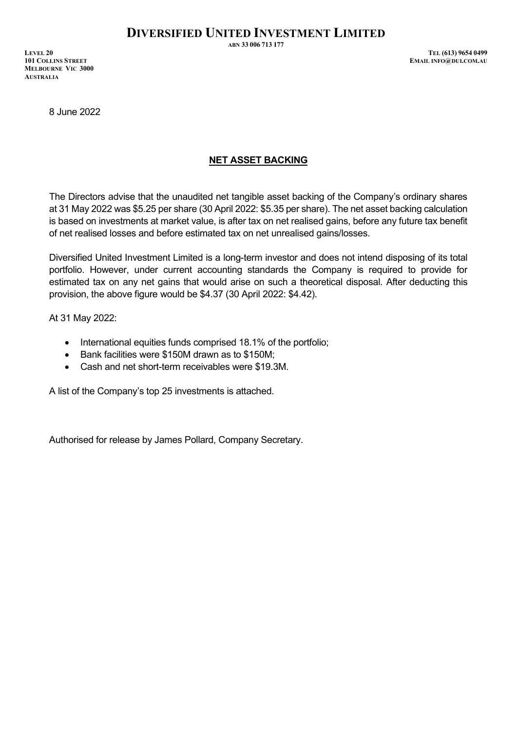# DIVERSIFIED UNITED INVESTMENT LIMITED

ABN 33 006 713 177

LEVEL 20
101 COLLINS STREET
MELBOURNE VIC 3000
AUSTRALIA

TEL (613) 9654 0499
EMAIL INFO@DUI.COM.AU

8 June 2022

## NET ASSET BACKING

The Directors advise that the unaudited net tangible asset backing of the Company's ordinary shares at 31 May 2022 was $5.25 per share (30 April 2022: $5.35 per share). The net asset backing calculation is based on investments at market value, is after tax on net realised gains, before any future tax benefit of net realised losses and before estimated tax on net unrealised gains/losses.

Diversified United Investment Limited is a long-term investor and does not intend disposing of its total portfolio. However, under current accounting standards the Company is required to provide for estimated tax on any net gains that would arise on such a theoretical disposal. After deducting this provision, the above figure would be $4.37 (30 April 2022: $4.42).

At 31 May 2022:

- International equities funds comprised 18.1% of the portfolio;
- Bank facilities were $150M drawn as to $150M;
- Cash and net short-term receivables were $19.3M.

A list of the Company's top 25 investments is attached.

Authorised for release by James Pollard, Company Secretary.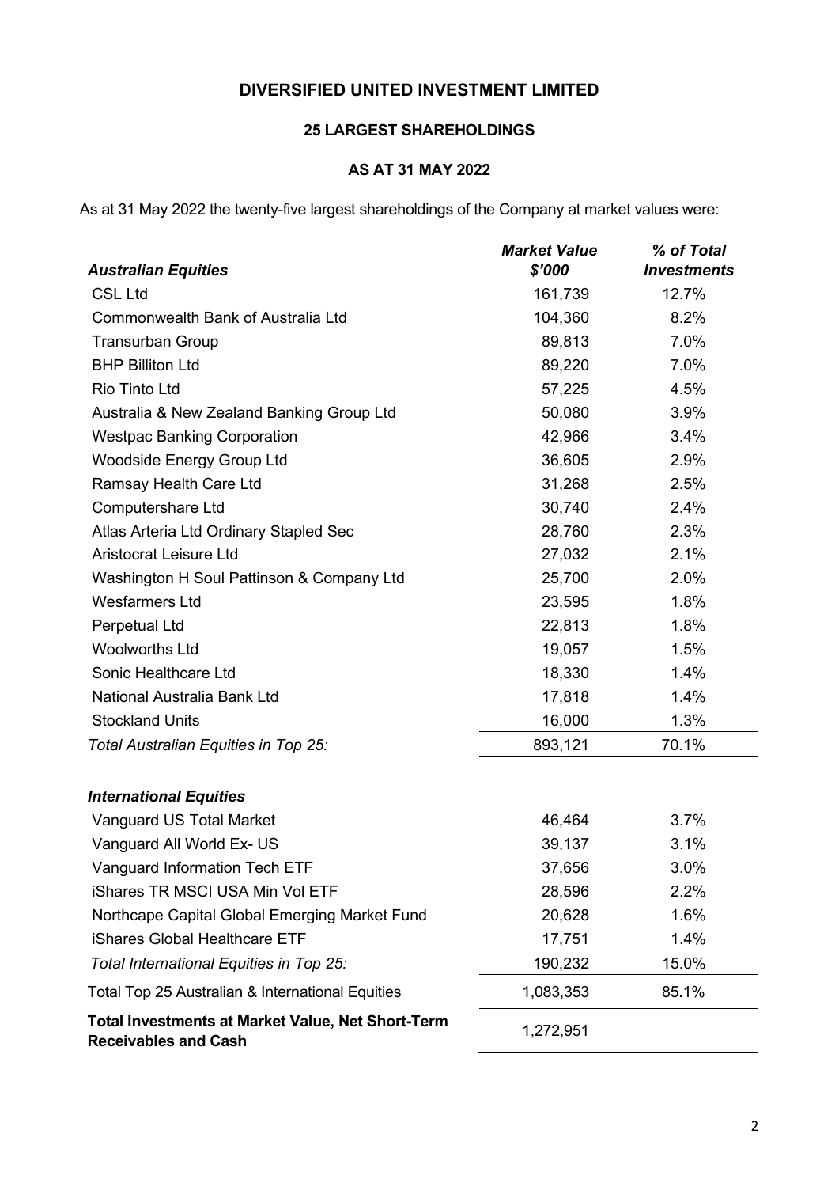# DIVERSIFIED UNITED INVESTMENT LIMITED

## 25 LARGEST SHAREHOLDINGS

### AS AT 31 MAY 2022

As at 31 May 2022 the twenty-five largest shareholdings of the Company at market values were:

| ***Australian Equities*** | ***Market Value $'000*** | ***% of Total Investments*** |
|---|---|---|
| CSL Ltd | 161,739 | 12.7% |
| Commonwealth Bank of Australia Ltd | 104,360 | 8.2% |
| Transurban Group | 89,813 | 7.0% |
| BHP Billiton Ltd | 89,220 | 7.0% |
| Rio Tinto Ltd | 57,225 | 4.5% |
| Australia & New Zealand Banking Group Ltd | 50,080 | 3.9% |
| Westpac Banking Corporation | 42,966 | 3.4% |
| Woodside Energy Group Ltd | 36,605 | 2.9% |
| Ramsay Health Care Ltd | 31,268 | 2.5% |
| Computershare Ltd | 30,740 | 2.4% |
| Atlas Arteria Ltd Ordinary Stapled Sec | 28,760 | 2.3% |
| Aristocrat Leisure Ltd | 27,032 | 2.1% |
| Washington H Soul Pattinson & Company Ltd | 25,700 | 2.0% |
| Wesfarmers Ltd | 23,595 | 1.8% |
| Perpetual Ltd | 22,813 | 1.8% |
| Woolworths Ltd | 19,057 | 1.5% |
| Sonic Healthcare Ltd | 18,330 | 1.4% |
| National Australia Bank Ltd | 17,818 | 1.4% |
| Stockland Units | 16,000 | 1.3% |
| *Total Australian Equities in Top 25:* | 893,121 | 70.1% |
| | | |
| ***International Equities*** | | |
| Vanguard US Total Market | 46,464 | 3.7% |
| Vanguard All World Ex- US | 39,137 | 3.1% |
| Vanguard Information Tech ETF | 37,656 | 3.0% |
| iShares TR MSCI USA Min Vol ETF | 28,596 | 2.2% |
| Northcape Capital Global Emerging Market Fund | 20,628 | 1.6% |
| iShares Global Healthcare ETF | 17,751 | 1.4% |
| *Total International Equities in Top 25:* | 190,232 | 15.0% |
| Total Top 25 Australian & International Equities | 1,083,353 | 85.1% |
| **Total Investments at Market Value, Net Short-Term Receivables and Cash** | 1,272,951 | |